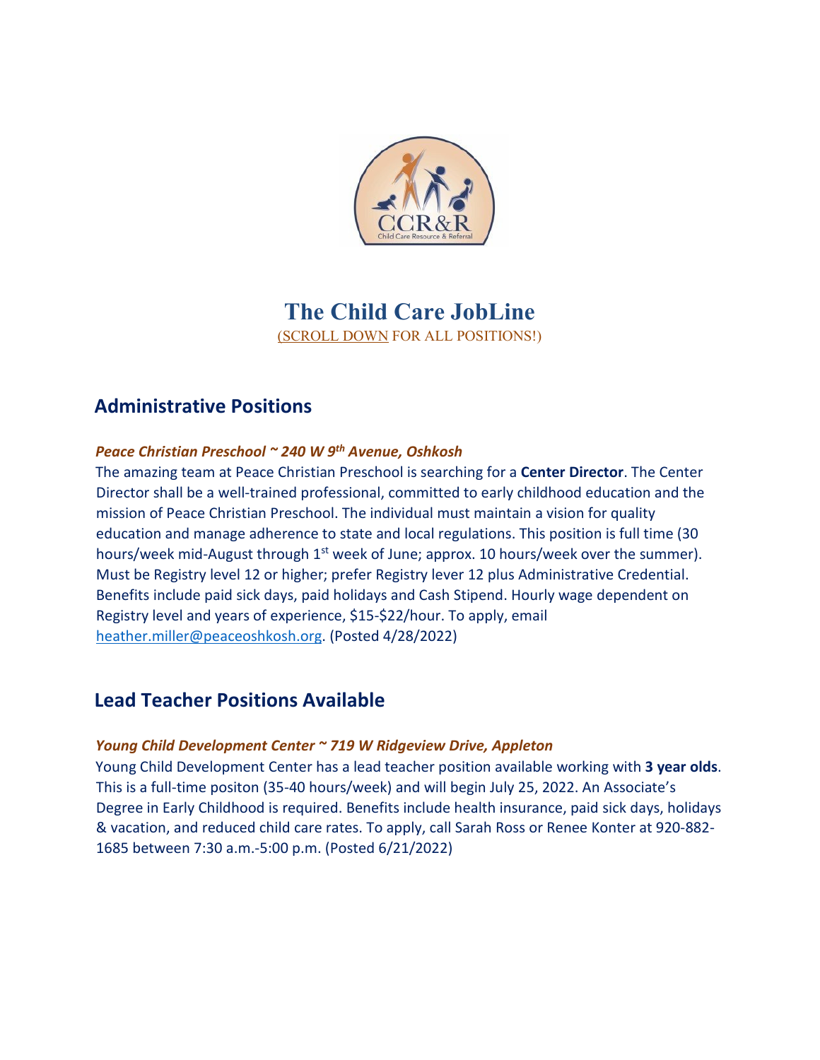# The Child Care JobLine

(SCROLL DOWN FOR ALL POSITIONS!)

## Administrative Positions

***Peace Christian Preschool ~ 240 W 9th Avenue, Oshkosh***

The amazing team at Peace Christian Preschool is searching for a **Center Director**. The Center Director shall be a well-trained professional, committed to early childhood education and the mission of Peace Christian Preschool. The individual must maintain a vision for quality education and manage adherence to state and local regulations. This position is full time (30 hours/week mid-August through 1st week of June; approx. 10 hours/week over the summer). Must be Registry level 12 or higher; prefer Registry lever 12 plus Administrative Credential. Benefits include paid sick days, paid holidays and Cash Stipend. Hourly wage dependent on Registry level and years of experience, $15-$22/hour. To apply, email heather.miller@peaceoshkosh.org. (Posted 4/28/2022)

## Lead Teacher Positions Available

***Young Child Development Center ~ 719 W Ridgeview Drive, Appleton***

Young Child Development Center has a lead teacher position available working with **3 year olds**. This is a full-time positon (35-40 hours/week) and will begin July 25, 2022. An Associate's Degree in Early Childhood is required. Benefits include health insurance, paid sick days, holidays & vacation, and reduced child care rates. To apply, call Sarah Ross or Renee Konter at 920-882-1685 between 7:30 a.m.-5:00 p.m. (Posted 6/21/2022)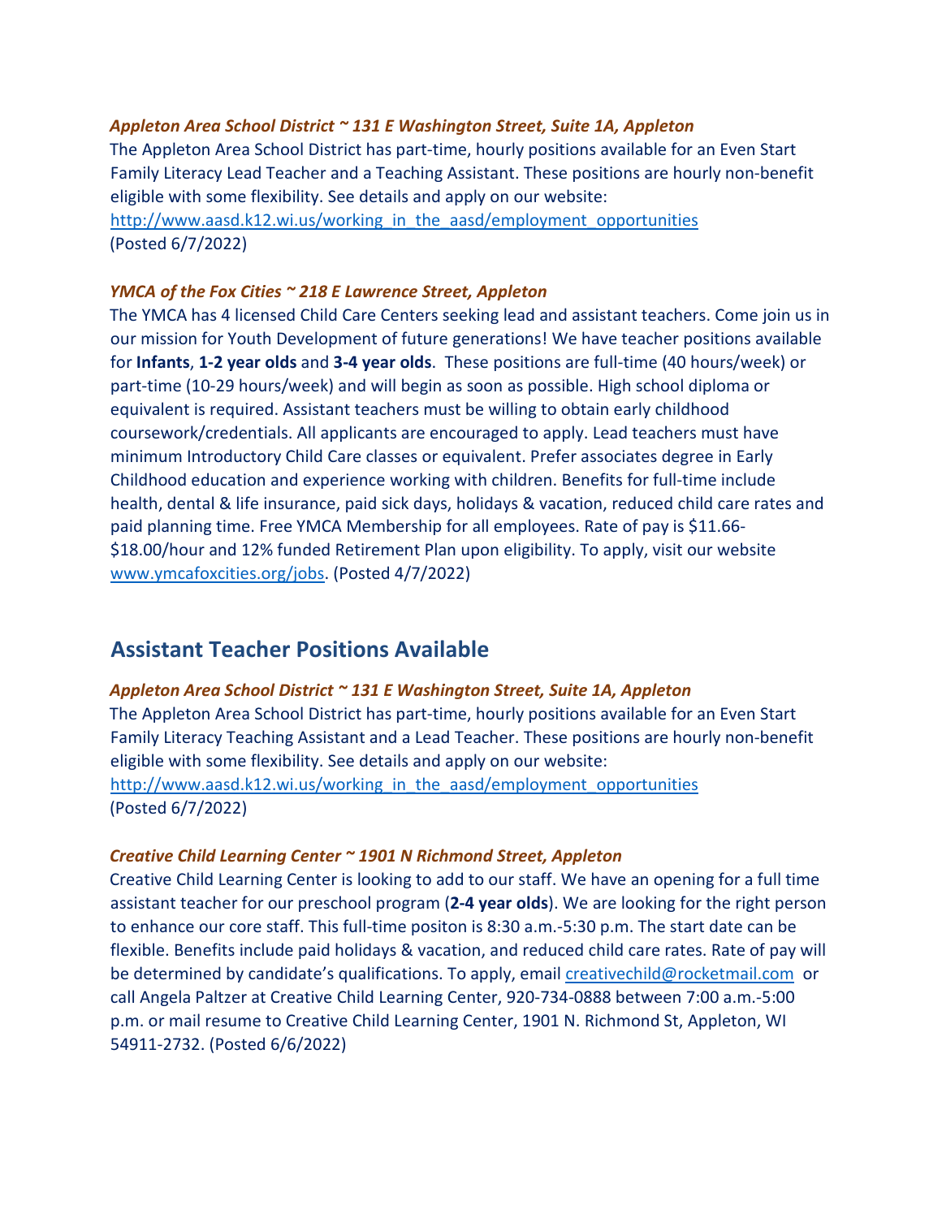***Appleton Area School District ~ 131 E Washington Street, Suite 1A, Appleton***

The Appleton Area School District has part-time, hourly positions available for an Even Start Family Literacy Lead Teacher and a Teaching Assistant. These positions are hourly non-benefit eligible with some flexibility. See details and apply on our website: http://www.aasd.k12.wi.us/working_in_the_aasd/employment_opportunities (Posted 6/7/2022)

***YMCA of the Fox Cities ~ 218 E Lawrence Street, Appleton***

The YMCA has 4 licensed Child Care Centers seeking lead and assistant teachers. Come join us in our mission for Youth Development of future generations! We have teacher positions available for **Infants**, **1-2 year olds** and **3-4 year olds**. These positions are full-time (40 hours/week) or part-time (10-29 hours/week) and will begin as soon as possible. High school diploma or equivalent is required. Assistant teachers must be willing to obtain early childhood coursework/credentials. All applicants are encouraged to apply. Lead teachers must have minimum Introductory Child Care classes or equivalent. Prefer associates degree in Early Childhood education and experience working with children. Benefits for full-time include health, dental & life insurance, paid sick days, holidays & vacation, reduced child care rates and paid planning time. Free YMCA Membership for all employees. Rate of pay is $11.66-$18.00/hour and 12% funded Retirement Plan upon eligibility. To apply, visit our website www.ymcafoxcities.org/jobs. (Posted 4/7/2022)

## Assistant Teacher Positions Available

***Appleton Area School District ~ 131 E Washington Street, Suite 1A, Appleton***

The Appleton Area School District has part-time, hourly positions available for an Even Start Family Literacy Teaching Assistant and a Lead Teacher. These positions are hourly non-benefit eligible with some flexibility. See details and apply on our website: http://www.aasd.k12.wi.us/working_in_the_aasd/employment_opportunities (Posted 6/7/2022)

***Creative Child Learning Center ~ 1901 N Richmond Street, Appleton***

Creative Child Learning Center is looking to add to our staff. We have an opening for a full time assistant teacher for our preschool program (**2-4 year olds**). We are looking for the right person to enhance our core staff. This full-time positon is 8:30 a.m.-5:30 p.m. The start date can be flexible. Benefits include paid holidays & vacation, and reduced child care rates. Rate of pay will be determined by candidate's qualifications. To apply, email creativechild@rocketmail.com or call Angela Paltzer at Creative Child Learning Center, 920-734-0888 between 7:00 a.m.-5:00 p.m. or mail resume to Creative Child Learning Center, 1901 N. Richmond St, Appleton, WI 54911-2732. (Posted 6/6/2022)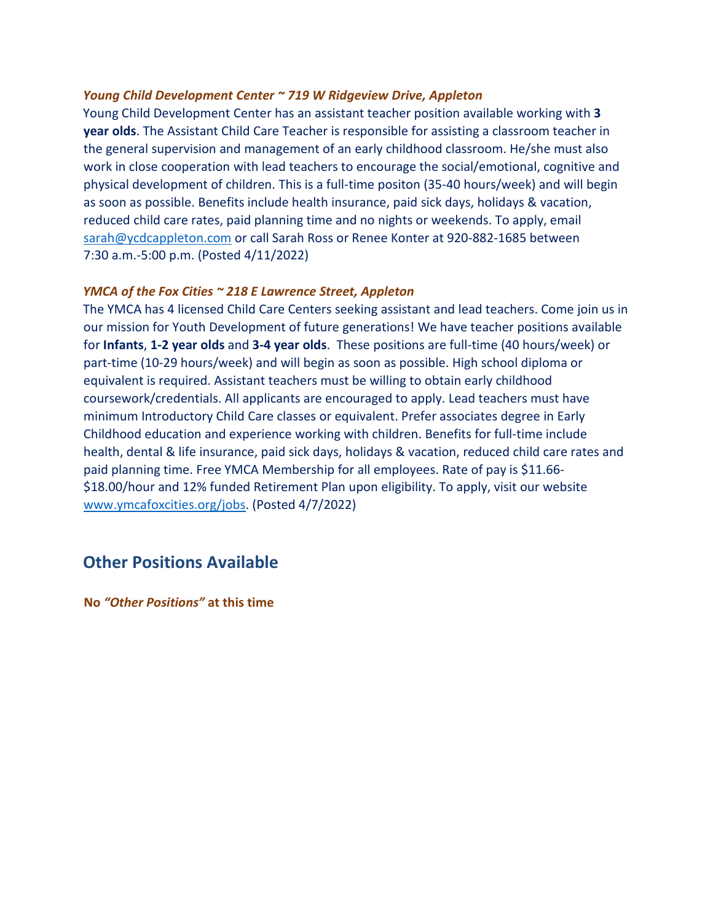***Young Child Development Center ~ 719 W Ridgeview Drive, Appleton***

Young Child Development Center has an assistant teacher position available working with **3 year olds**. The Assistant Child Care Teacher is responsible for assisting a classroom teacher in the general supervision and management of an early childhood classroom. He/she must also work in close cooperation with lead teachers to encourage the social/emotional, cognitive and physical development of children. This is a full-time positon (35-40 hours/week) and will begin as soon as possible. Benefits include health insurance, paid sick days, holidays & vacation, reduced child care rates, paid planning time and no nights or weekends. To apply, email sarah@ycdcappleton.com or call Sarah Ross or Renee Konter at 920-882-1685 between 7:30 a.m.-5:00 p.m. (Posted 4/11/2022)

***YMCA of the Fox Cities ~ 218 E Lawrence Street, Appleton***

The YMCA has 4 licensed Child Care Centers seeking assistant and lead teachers. Come join us in our mission for Youth Development of future generations! We have teacher positions available for **Infants**, **1-2 year olds** and **3-4 year olds**. These positions are full-time (40 hours/week) or part-time (10-29 hours/week) and will begin as soon as possible. High school diploma or equivalent is required. Assistant teachers must be willing to obtain early childhood coursework/credentials. All applicants are encouraged to apply. Lead teachers must have minimum Introductory Child Care classes or equivalent. Prefer associates degree in Early Childhood education and experience working with children. Benefits for full-time include health, dental & life insurance, paid sick days, holidays & vacation, reduced child care rates and paid planning time. Free YMCA Membership for all employees. Rate of pay is $11.66-$18.00/hour and 12% funded Retirement Plan upon eligibility. To apply, visit our website www.ymcafoxcities.org/jobs. (Posted 4/7/2022)

## Other Positions Available

**No *"Other Positions"* at this time**